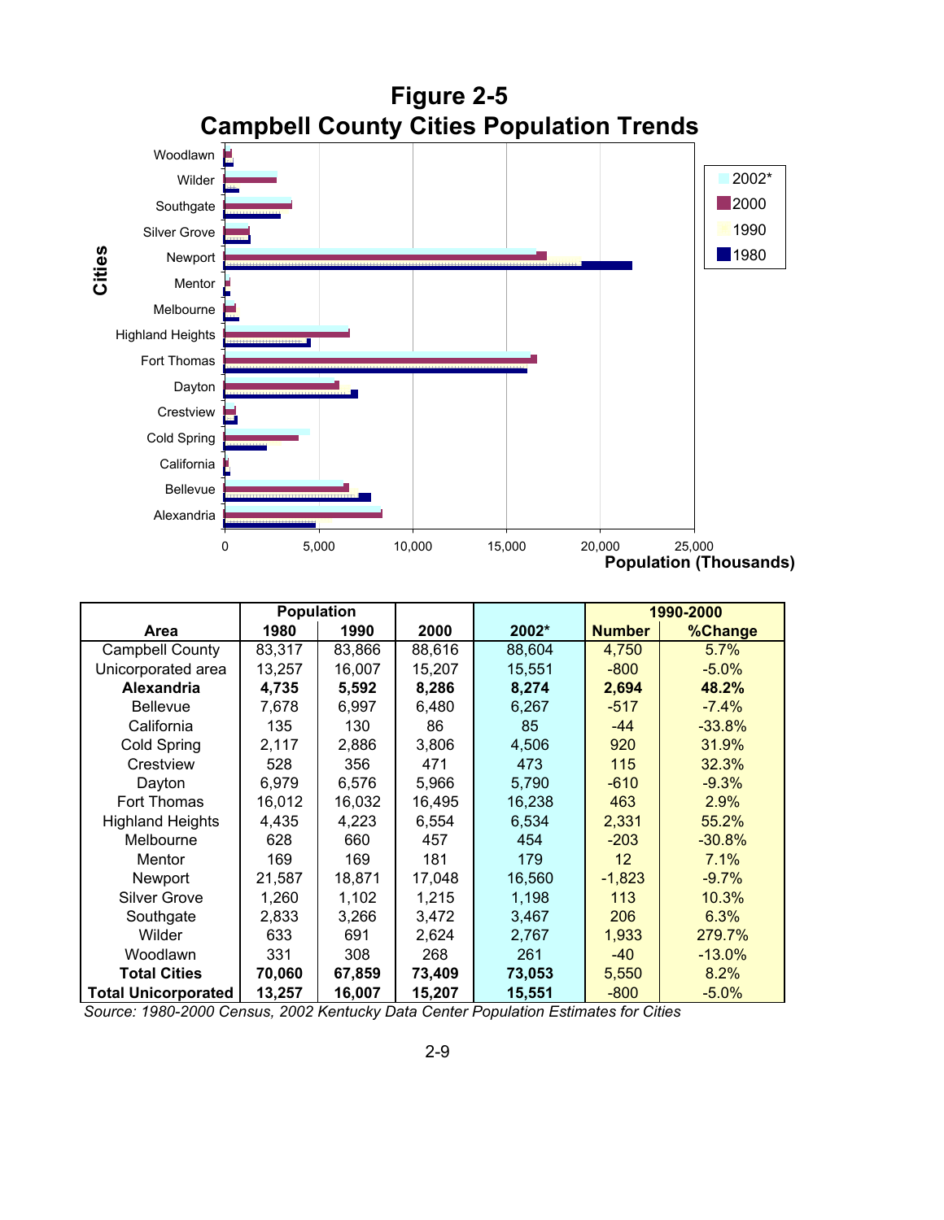# Figure 2-5
## Campbell County Cities Population Trends

Cities: Woodlawn, Wilder, Southgate, Silver Grove, Newport, Mentor, Melbourne, Highland Heights, Fort Thomas, Dayton, Crestview, Cold Spring, California, Bellevue, Alexandria

Legend: 2002*, 2000, 1990, 1980

0 5,000 10,000 15,000 20,000 25,000

Population (Thousands)

| Area | Population | | 2000 | 2002* | 1990-2000 | |
|---|---|---|---|---|---|---|
| | 1980 | 1990 | | | Number | %Change |
| Campbell County | 83,317 | 83,866 | 88,616 | 88,604 | 4,750 | 5.7% |
| Unicorporated area | 13,257 | 16,007 | 15,207 | 15,551 | -800 | -5.0% |
| **Alexandria** | **4,735** | **5,592** | **8,286** | **8,274** | **2,694** | **48.2%** |
| Bellevue | 7,678 | 6,997 | 6,480 | 6,267 | -517 | -7.4% |
| California | 135 | 130 | 86 | 85 | -44 | -33.8% |
| Cold Spring | 2,117 | 2,886 | 3,806 | 4,506 | 920 | 31.9% |
| Crestview | 528 | 356 | 471 | 473 | 115 | 32.3% |
| Dayton | 6,979 | 6,576 | 5,966 | 5,790 | -610 | -9.3% |
| Fort Thomas | 16,012 | 16,032 | 16,495 | 16,238 | 463 | 2.9% |
| Highland Heights | 4,435 | 4,223 | 6,554 | 6,534 | 2,331 | 55.2% |
| Melbourne | 628 | 660 | 457 | 454 | -203 | -30.8% |
| Mentor | 169 | 169 | 181 | 179 | 12 | 7.1% |
| Newport | 21,587 | 18,871 | 17,048 | 16,560 | -1,823 | -9.7% |
| Silver Grove | 1,260 | 1,102 | 1,215 | 1,198 | 113 | 10.3% |
| Southgate | 2,833 | 3,266 | 3,472 | 3,467 | 206 | 6.3% |
| Wilder | 633 | 691 | 2,624 | 2,767 | 1,933 | 279.7% |
| Woodlawn | 331 | 308 | 268 | 261 | -40 | -13.0% |
| **Total Cities** | **70,060** | **67,859** | **73,409** | **73,053** | 5,550 | 8.2% |
| **Total Unicorporated** | **13,257** | **16,007** | **15,207** | **15,551** | -800 | -5.0% |

*Source: 1980-2000 Census, 2002 Kentucky Data Center Population Estimates for Cities*